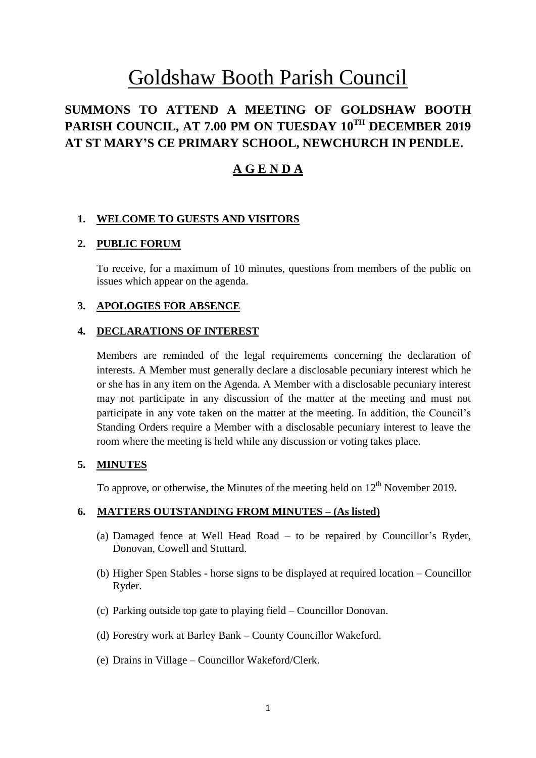# Goldshaw Booth Parish Council

## SUMMONS TO ATTEND A MEETING OF GOLDSHAW BOOTH PARISH COUNCIL, AT 7.00 PM ON TUESDAY 10TH DECEMBER 2019 AT ST MARY'S CE PRIMARY SCHOOL, NEWCHURCH IN PENDLE.

## A G E N D A

1. **WELCOME TO GUESTS AND VISITORS**

2. **PUBLIC FORUM**

   To receive, for a maximum of 10 minutes, questions from members of the public on issues which appear on the agenda.

3. **APOLOGIES FOR ABSENCE**

4. **DECLARATIONS OF INTEREST**

   Members are reminded of the legal requirements concerning the declaration of interests. A Member must generally declare a disclosable pecuniary interest which he or she has in any item on the Agenda. A Member with a disclosable pecuniary interest may not participate in any discussion of the matter at the meeting and must not participate in any vote taken on the matter at the meeting. In addition, the Council's Standing Orders require a Member with a disclosable pecuniary interest to leave the room where the meeting is held while any discussion or voting takes place.

5. **MINUTES**

   To approve, or otherwise, the Minutes of the meeting held on 12th November 2019.

6. **MATTERS OUTSTANDING FROM MINUTES – (As listed)**

   (a) Damaged fence at Well Head Road – to be repaired by Councillor's Ryder, Donovan, Cowell and Stuttard.

   (b) Higher Spen Stables - horse signs to be displayed at required location – Councillor Ryder.

   (c) Parking outside top gate to playing field – Councillor Donovan.

   (d) Forestry work at Barley Bank – County Councillor Wakeford.

   (e) Drains in Village – Councillor Wakeford/Clerk.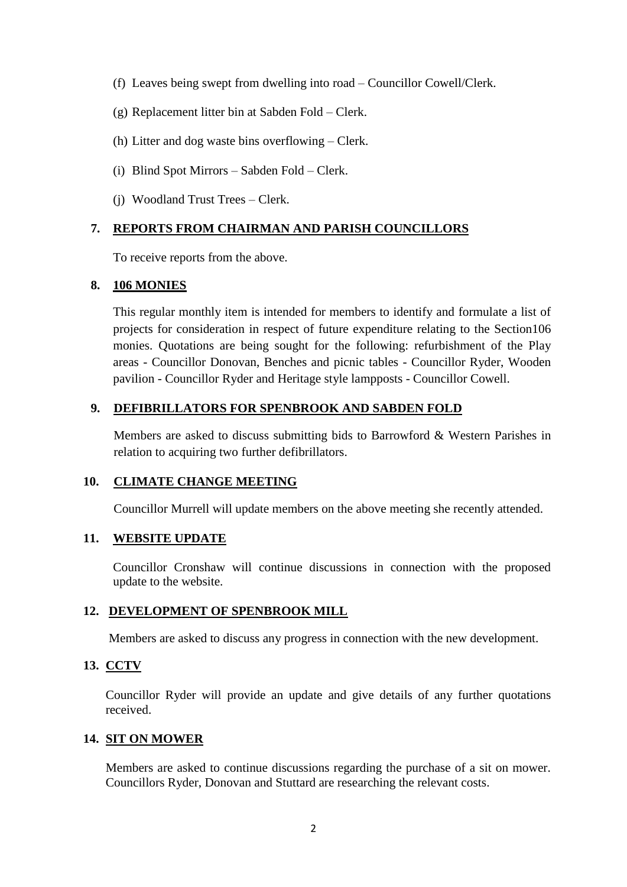(f) Leaves being swept from dwelling into road – Councillor Cowell/Clerk.

(g) Replacement litter bin at Sabden Fold – Clerk.

(h) Litter and dog waste bins overflowing – Clerk.

(i) Blind Spot Mirrors – Sabden Fold – Clerk.

(j) Woodland Trust Trees – Clerk.

## 7. REPORTS FROM CHAIRMAN AND PARISH COUNCILLORS

To receive reports from the above.

## 8. 106 MONIES

This regular monthly item is intended for members to identify and formulate a list of projects for consideration in respect of future expenditure relating to the Section106 monies. Quotations are being sought for the following: refurbishment of the Play areas - Councillor Donovan, Benches and picnic tables - Councillor Ryder, Wooden pavilion - Councillor Ryder and Heritage style lampposts - Councillor Cowell.

## 9. DEFIBRILLATORS FOR SPENBROOK AND SABDEN FOLD

Members are asked to discuss submitting bids to Barrowford & Western Parishes in relation to acquiring two further defibrillators.

## 10. CLIMATE CHANGE MEETING

Councillor Murrell will update members on the above meeting she recently attended.

## 11. WEBSITE UPDATE

Councillor Cronshaw will continue discussions in connection with the proposed update to the website.

## 12. DEVELOPMENT OF SPENBROOK MILL

Members are asked to discuss any progress in connection with the new development.

## 13. CCTV

Councillor Ryder will provide an update and give details of any further quotations received.

## 14. SIT ON MOWER

Members are asked to continue discussions regarding the purchase of a sit on mower. Councillors Ryder, Donovan and Stuttard are researching the relevant costs.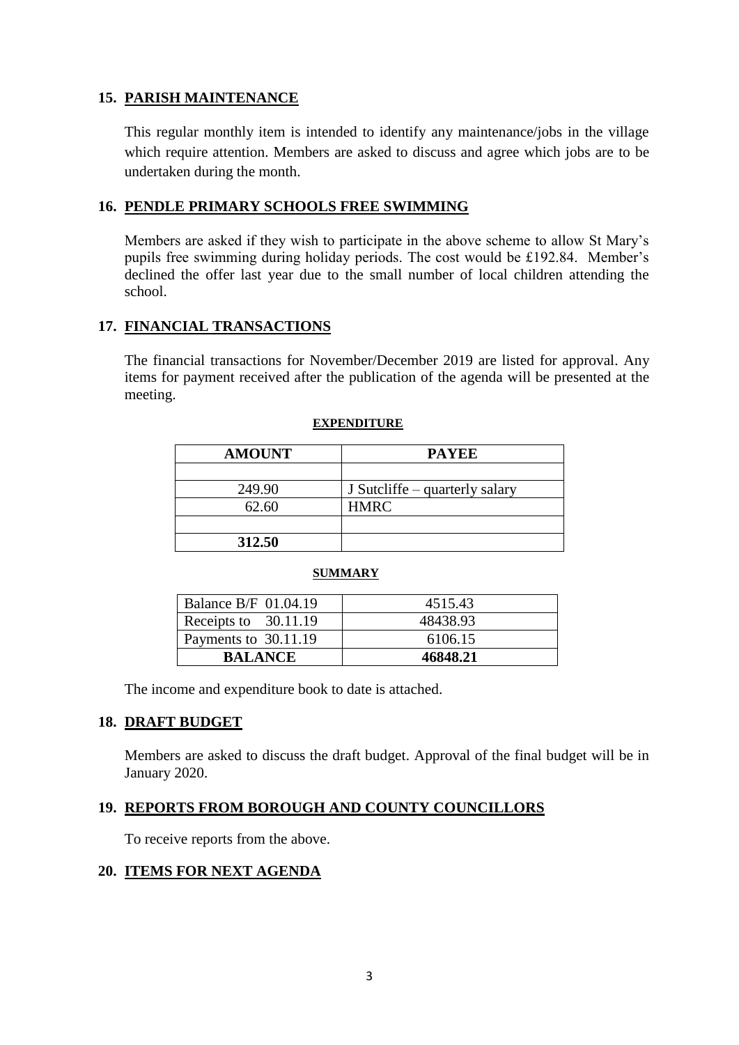## 15. PARISH MAINTENANCE

This regular monthly item is intended to identify any maintenance/jobs in the village which require attention. Members are asked to discuss and agree which jobs are to be undertaken during the month.

## 16. PENDLE PRIMARY SCHOOLS FREE SWIMMING

Members are asked if they wish to participate in the above scheme to allow St Mary's pupils free swimming during holiday periods. The cost would be £192.84. Member's declined the offer last year due to the small number of local children attending the school.

## 17. FINANCIAL TRANSACTIONS

The financial transactions for November/December 2019 are listed for approval. Any items for payment received after the publication of the agenda will be presented at the meeting.

**EXPENDITURE**

| AMOUNT | PAYEE |
|---|---|
| | |
| 249.90 | J Sutcliffe – quarterly salary |
| 62.60 | HMRC |
| | |
| **312.50** | |

**SUMMARY**

| | |
|---|---|
| Balance B/F 01.04.19 | 4515.43 |
| Receipts to 30.11.19 | 48438.93 |
| Payments to 30.11.19 | 6106.15 |
| **BALANCE** | **46848.21** |

The income and expenditure book to date is attached.

## 18. DRAFT BUDGET

Members are asked to discuss the draft budget. Approval of the final budget will be in January 2020.

## 19. REPORTS FROM BOROUGH AND COUNTY COUNCILLORS

To receive reports from the above.

## 20. ITEMS FOR NEXT AGENDA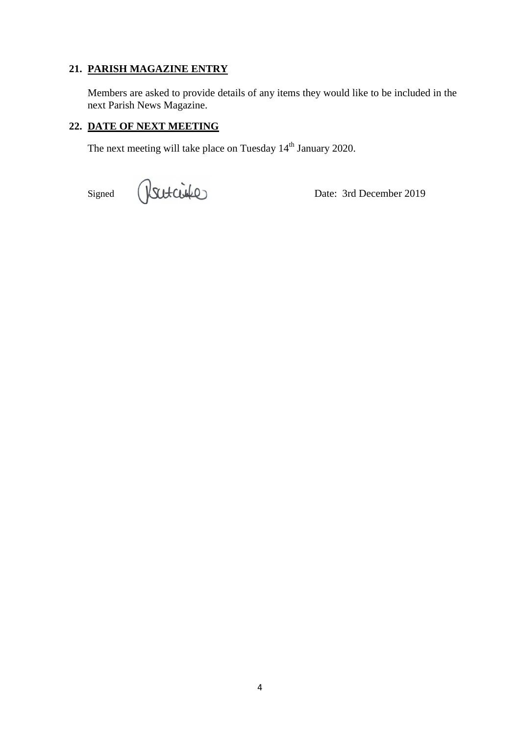## 21. PARISH MAGAZINE ENTRY

Members are asked to provide details of any items they would like to be included in the next Parish News Magazine.

## 22. DATE OF NEXT MEETING

The next meeting will take place on Tuesday 14th January 2020.

Signed Date: 3rd December 2019